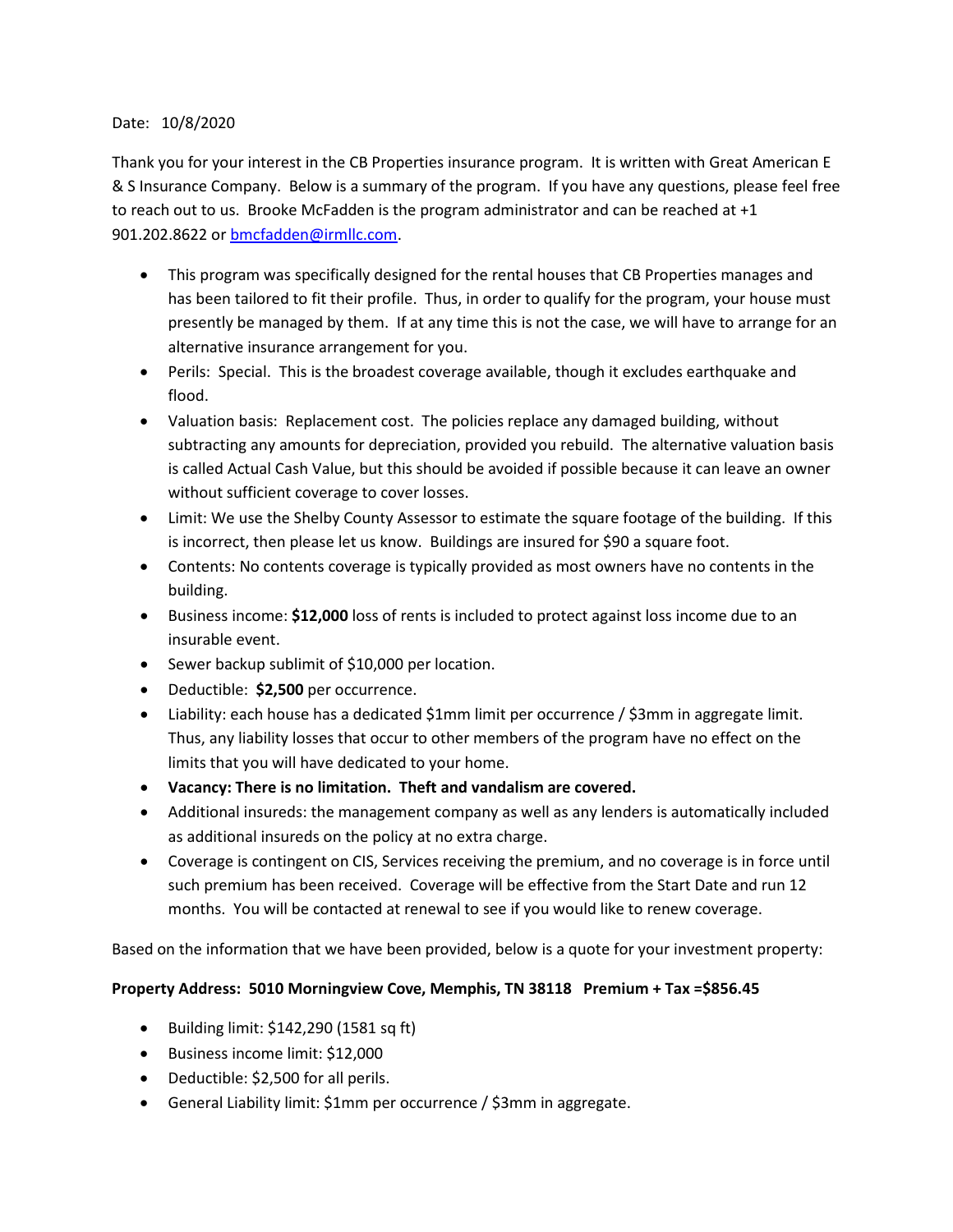Date: 10/8/2020

Thank you for your interest in the CB Properties insurance program. It is written with Great American E & S Insurance Company. Below is a summary of the program. If you have any questions, please feel free to reach out to us. Brooke McFadden is the program administrator and can be reached at +1 901.202.8622 or bmcfadden@irmllc.com.

- This program was specifically designed for the rental houses that CB Properties manages and has been tailored to fit their profile. Thus, in order to qualify for the program, your house must presently be managed by them. If at any time this is not the case, we will have to arrange for an alternative insurance arrangement for you.
- Perils: Special. This is the broadest coverage available, though it excludes earthquake and flood.
- Valuation basis: Replacement cost. The policies replace any damaged building, without subtracting any amounts for depreciation, provided you rebuild. The alternative valuation basis is called Actual Cash Value, but this should be avoided if possible because it can leave an owner without sufficient coverage to cover losses.
- Limit: We use the Shelby County Assessor to estimate the square footage of the building. If this is incorrect, then please let us know. Buildings are insured for $90 a square foot.
- Contents: No contents coverage is typically provided as most owners have no contents in the building.
- Business income: **$12,000** loss of rents is included to protect against loss income due to an insurable event.
- Sewer backup sublimit of $10,000 per location.
- Deductible: **$2,500** per occurrence.
- Liability: each house has a dedicated $1mm limit per occurrence / $3mm in aggregate limit. Thus, any liability losses that occur to other members of the program have no effect on the limits that you will have dedicated to your home.
- **Vacancy: There is no limitation. Theft and vandalism are covered.**
- Additional insureds: the management company as well as any lenders is automatically included as additional insureds on the policy at no extra charge.
- Coverage is contingent on CIS, Services receiving the premium, and no coverage is in force until such premium has been received. Coverage will be effective from the Start Date and run 12 months. You will be contacted at renewal to see if you would like to renew coverage.

Based on the information that we have been provided, below is a quote for your investment property:

**Property Address: 5010 Morningview Cove, Memphis, TN 38118 Premium + Tax =$856.45**

- Building limit: $142,290 (1581 sq ft)
- Business income limit: $12,000
- Deductible: $2,500 for all perils.
- General Liability limit: $1mm per occurrence / $3mm in aggregate.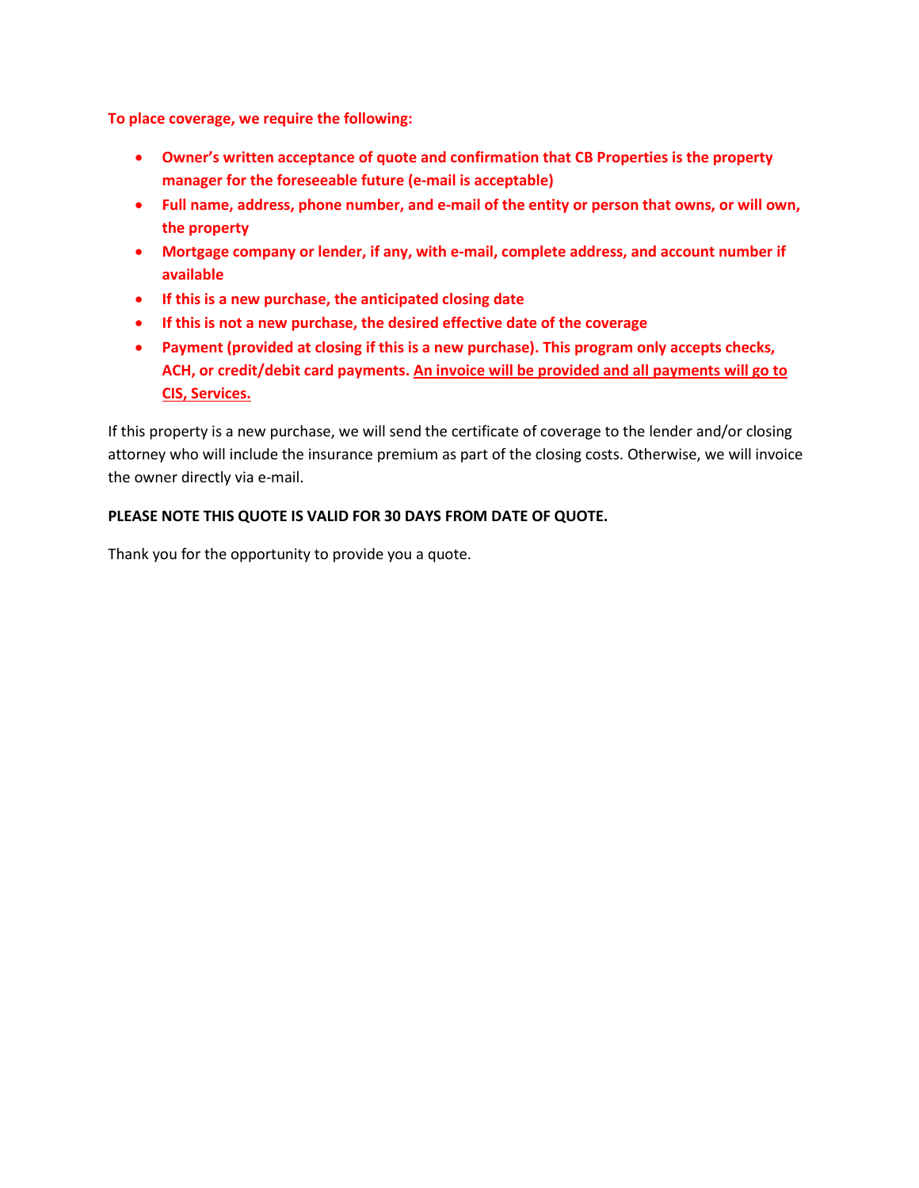**To place coverage, we require the following:**

- **Owner's written acceptance of quote and confirmation that CB Properties is the property manager for the foreseeable future (e-mail is acceptable)**
- **Full name, address, phone number, and e-mail of the entity or person that owns, or will own, the property**
- **Mortgage company or lender, if any, with e-mail, complete address, and account number if available**
- **If this is a new purchase, the anticipated closing date**
- **If this is not a new purchase, the desired effective date of the coverage**
- **Payment (provided at closing if this is a new purchase). This program only accepts checks, ACH, or credit/debit card payments. An invoice will be provided and all payments will go to CIS, Services.**

If this property is a new purchase, we will send the certificate of coverage to the lender and/or closing attorney who will include the insurance premium as part of the closing costs. Otherwise, we will invoice the owner directly via e-mail.

**PLEASE NOTE THIS QUOTE IS VALID FOR 30 DAYS FROM DATE OF QUOTE.**

Thank you for the opportunity to provide you a quote.